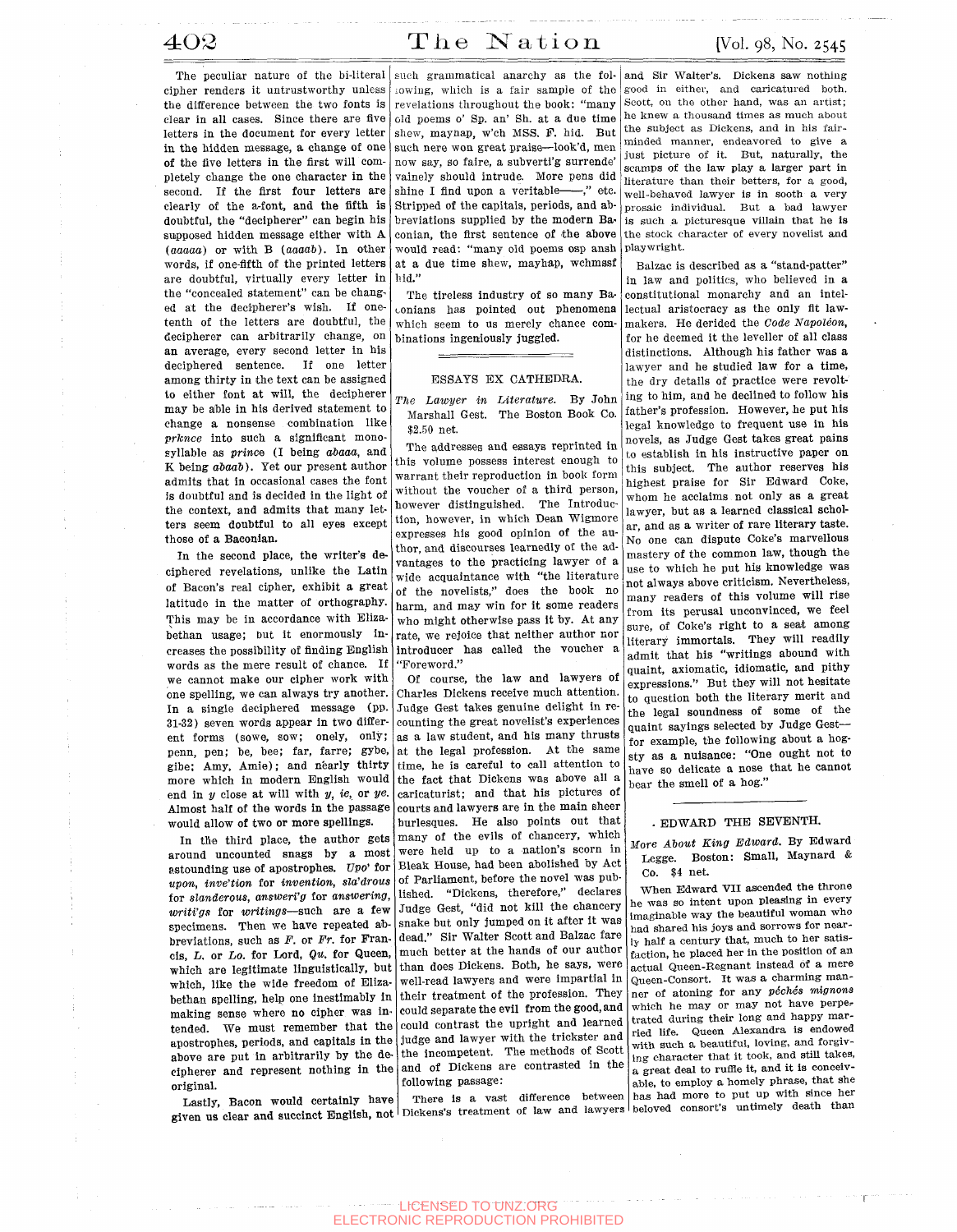The peculiar nature of the bi-literal cipher renders it untrustworthy unless the difference between the two fonts is clear in all cases. Since there are five letters in the document for every letter in the hidden message, a change of one of the five letters in the first will completely change the one character in the second. If the first four letters are clearly of the a-font, and the fifth is doubtful, the "decipherer" can begin his supposed hidden message either with A (*aaaaa*) or with B (*aaaab*). In other words, if one-fifth of the printed letters are doubtful, virtually every letter in the "concealed statement" can be changed at the decipherer's wish. If one-tenth of the letters are doubtful, the decipherer can arbitrarily change, on an average, every second letter in his deciphered sentence. If one letter among thirty in the text can be assigned to either font at will, the decipherer may be able in his derived statement to change a nonsense combination like *prknce* into such a significant monosyllable as *prince* (I being *abaaa*, and K being *abaab*). Yet our present author admits that in occasional cases the font is doubtful and is decided in the light of the context, and admits that many letters seem doubtful to all eyes except those of a Baconian.

In the second place, the writer's deciphered revelations, unlike the Latin of Bacon's real cipher, exhibit a great latitude in the matter of orthography. This may be in accordance with Elizabethan usage; but it enormously increases the possibility of finding English words as the mere result of chance. If we cannot make our cipher work with one spelling, we can always try another. In a single deciphered message (pp. 31-32) seven words appear in two different forms (sowe, sow; onely, only; penn, pen; be, bee; far, farre; gybe, gibe; Amy, Amie); and nearly thirty more which in modern English would end in *y* close at will with *y*, *ie*, or *ye*. Almost half of the words in the passage would allow of two or more spellings.

In the third place, the author gets around uncounted snags by a most astounding use of apostrophes. *Upo'* for *upon*, *inve'tion* for *invention*, *sla'drous* for *slanderous*, *answeri'g* for *answering*, *writi'gs* for *writings*—such are a few specimens. Then we have repeated abbreviations, such as *F.* or *Fr.* for Francis, *L.* or *Lo.* for Lord, *Qu.* for Queen, which are legitimate linguistically, but which, like the wide freedom of Elizabethan spelling, help one inestimably in making sense where no cipher was intended. We must remember that the apostrophes, periods, and capitals in the above are put in arbitrarily by the decipherer and represent nothing in the original.

Lastly, Bacon would certainly have given us clear and succinct English, not such grammatical anarchy as the following, which is a fair sample of the revelations throughout the book: "many old poems o' Sp. an' Sh. at a due time shew, maynap, w'ch MSS. F. hid. But such nere won great praise—look'd, men now say, so faire, a subverti'g surrende' vainely should intrude. More pens did shine I find upon a veritable——," etc. Stripped of the capitals, periods, and abbreviations supplied by the modern Baconian, the first sentence of the above would read: "many old poems osp ansh at a due time shew, mayhap, wchmssf hid."

The tireless industry of so many Baconians has pointed out phenomena which seem to us merely chance combinations ingeniously juggled.

## ESSAYS EX CATHEDRA.

*The Lawyer in Literature.* By John Marshall Gest. The Boston Book Co. $2.50 net.

The addresses and essays reprinted in this volume possess interest enough to warrant their reproduction in book form without the voucher of a third person, however distinguished. The Introduction, however, in which Dean Wigmore expresses his good opinion of the author, and discourses learnedly of the advantages to the practicing lawyer of a wide acquaintance with "the literature of the novelists," does the book no harm, and may win for it some readers who might otherwise pass it by. At any rate, we rejoice that neither author nor introducer has called the voucher a "Foreword."

Of course, the law and lawyers of Charles Dickens receive much attention. Judge Gest takes genuine delight in recounting the great novelist's experiences as a law student, and his many thrusts at the legal profession. At the same time, he is careful to call attention to the fact that Dickens was above all a caricaturist; and that his pictures of courts and lawyers are in the main sheer burlesques. He also points out that many of the evils of chancery, which were held up to a nation's scorn in Bleak House, had been abolished by Act of Parliament, before the novel was published. "Dickens, therefore," declares Judge Gest, "did not kill the chancery snake but only jumped on it after it was dead." Sir Walter Scott and Balzac fare much better at the hands of our author than does Dickens. Both, he says, were well-read lawyers and were impartial in their treatment of the profession. They could separate the evil from the good, and could contrast the upright and learned judge and lawyer with the trickster and the incompetent. The methods of Scott and of Dickens are contrasted in the following passage:

> There is a vast difference between Dickens's treatment of law and lawyers and Sir Walter's. Dickens saw nothing good in either, and caricatured both. Scott, on the other hand, was an artist; he knew a thousand times as much about the subject as Dickens, and in his fair-minded manner, endeavored to give a just picture of it. But, naturally, the scamps of the law play a larger part in literature than their betters, for a good, well-behaved lawyer is in sooth a very prosaic individual. But a bad lawyer is such a picturesque villain that he is the stock character of every novelist and playwright.

Balzac is described as a "stand-patter" in law and politics, who believed in a constitutional monarchy and an intellectual aristocracy as the only fit lawmakers. He derided the *Code Napoléon*, for he deemed it the leveller of all class distinctions. Although his father was a lawyer and he studied law for a time, the dry details of practice were revolting to him, and he declined to follow his father's profession. However, he put his legal knowledge to frequent use in his novels, as Judge Gest takes great pains to establish in his instructive paper on this subject. The author reserves his highest praise for Sir Edward Coke, whom he acclaims not only as a great lawyer, but as a learned classical scholar, and as a writer of rare literary taste. No one can dispute Coke's marvellous mastery of the common law, though the use to which he put his knowledge was not always above criticism. Nevertheless, many readers of this volume will rise from its perusal unconvinced, we feel sure, of Coke's right to a seat among literary immortals. They will readily admit that his "writings abound with quaint, axiomatic, idiomatic, and pithy expressions." But they will not hesitate to question both the literary merit and the legal soundness of some of the quaint sayings selected by Judge Gest—for example, the following about a hogsty as a nuisance: "One ought not to have so delicate a nose that he cannot bear the smell of a hog."

## EDWARD THE SEVENTH.

*More About King Edward.* By Edward Legge. Boston: Small, Maynard & Co. $4 net.

When Edward VII ascended the throne he was so intent upon pleasing in every imaginable way the beautiful woman who had shared his joys and sorrows for nearly half a century that, much to her satisfaction, he placed her in the position of an actual Queen-Regnant instead of a mere Queen-Consort. It was a charming manner of atoning for any *péchés mignons* which he may or may not have perpetrated during their long and happy married life. Queen Alexandra is endowed with such a beautiful, loving, and forgiving character that it took, and still takes, a great deal to ruffle it, and it is conceivable, to employ a homely phrase, that she has had more to put up with since her beloved consort's untimely death than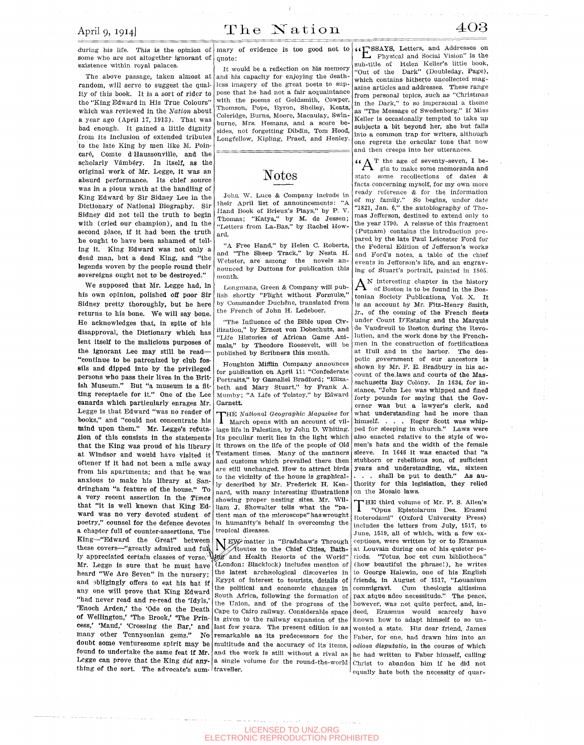during his life. This is the opinion of some who are not altogether ignorant of existence within royal palaces.

The above passage, taken almost at random, will serve to suggest the quality of this book. It is a sort of rider to the "King Edward in His True Colours" which was reviewed in the *Nation* about a year ago (April 17, 1913). That was bad enough. It gained a little dignity from its inclusion of extended tributes to the late King by men like M. Poincaré, Comte d'Haussonville, and the scholarly Vámbéry. In itself, as the original work of Mr. Legge, it was an absurd performance. Its chief source was in a pious wrath at the handling of King Edward by Sir Sidney Lee in the Dictionary of National Biography. Sir Sidney did not tell the truth to begin with (cried our champion), and in the second place, if it had been the truth he ought to have been ashamed of telling it. King Edward was not only a dead man, but a dead King, and "the legends woven by the people round their sovereigns ought not to be destroyed."

We supposed that Mr. Legge had, in his own opinion, polished off poor Sir Sidney pretty thoroughly, but he here returns to his bone. We will say bone. He acknowledges that, in spite of his disapproval, the Dictionary which has lent itself to the malicious purposes of the ignorant Lee may still be read—"continue to be patronized by club fossils and dipped into by the privileged persons who pass their lives in the British Museum." But "a museum is a fitting receptacle for it." One of the Lee canards which particularly enrages Mr. Legge is that Edward "was no reader of books," and "could not concentrate his mind upon them." Mr. Legge's refutation of this consists in the statements that the King was proud of his library at Windsor and would have visited it oftener if it had not been a mile away from his apartments; and that he was anxious to make his library at Sandringham "a feature of the house." To a very recent assertion in the *Times* that "it is well known that King Edward was no very devoted student of poetry," counsel for the defence devotes a chapter full of counter-assertions. The King—"Edward the Great" between these covers—"greatly admired and fully appreciated certain classes of verse." Mr. Legge is sure that he must have heard "We Are Seven" in the nursery; and obligingly offers to eat his hat if any one will prove that King Edward "had never read and re-read the 'Idyls,' 'Enoch Arden,' the 'Ode on the Death of Wellington,' 'The Brook,' 'The Princess,' 'Maud,' 'Crossing the Bar,' and many other Tennysonian gems." No doubt some venturesome spirit may be found to undertake the same feat if Mr. Legge can prove that the King *did* anything of the sort. The advocate's summary of evidence is too good not to quote:

It would be a reflection on his memory and his capacity for enjoying the deathless imagery of the great poets to suppose that he had not a fair acquaintance with the poems of Goldsmith, Cowper, Thomson, Pope, Byron, Shelley, Keats, Coleridge, Burns, Moore, Macaulay, Swinburne, Mrs. Hemans, and a score besides, not forgetting Dibdin, Tom Hood, Longfellow, Kipling, Praed, and Henley.

## Notes

John W. Luce & Company include in their April list of announcements: "A Hand Book of Brieux's Plays," by P. V. Thomas; "Katya," by M. de Jessen; "Letters from La-Bas," by Rachel Howard.

"A Free Hand," by Helen C. Roberts, and "The Sheep Track," by Nesta H. Webster, are among the novels announced by Duttons for publication this month.

Longmans, Green & Company will publish shortly "Flight without Formulæ," by Commander Duchêne, translated from the French of John H. Ledeboer.

"The Influence of the Bible upon Civilization," by Ernest von Dobschutz, and "Life Histories of African Game Animals," by Theodore Roosevelt, will be published by Scribners this month.

Houghton Mifflin Company announces for publication on April 11: "Confederate Portraits," by Gamaliel Bradford; "Elizabeth and Mary Stuart," by Frank A. Mumby; "A Life of Tolstoy," by Edward Garnett.

The *National Geographic Magazine* for March opens with an account of village life in Palestine, by John D. Whiting. Its peculiar merit lies in the light which it throws on the life of the people of Old Testament times. Many of the manners and customs which prevailed there then are still unchanged. How to attract birds to the vicinity of the house is graphically described by Mr. Frederick H. Kennard, with many interesting illustrations showing proper nesting sites. Mr. William J. Showalter tells what the "patient man of the microscope" has wrought in humanity's behalf in overcoming the tropical diseases.

New matter in "Bradshaw's Through Routes to the Chief Cities, Bathing and Health Resorts of the World" (London: Blacklock) includes mention of the latest archæological discoveries in Egypt of interest to tourists, details of the political and economic changes in South Africa, following the formation of the Union, and of the progress of the Cape to Cairo railway. Considerable space is given to the railway expansion of the last few years. The present edition is as remarkable as its predecessors for the multitude and the accuracy of its items, and the work is still without a rival as a single volume for the round-the-world traveller.

"Essays, Letters, and Addresses on Physical and Social Vision" is the sub-title of Helen Keller's little book, "Out of the Dark" (Doubleday, Page), which contains hitherto uncollected magazine articles and addresses. These range from personal topics, such as "Christmas in the Dark," to so impersonal a theme as "The Message of Swedenborg." If Miss Keller is occasionally tempted to take up subjects a bit beyond her, she but falls into a common trap for writers, although one regrets the oracular tone that now and then creeps into her utterances.

"At the age of seventy-seven, I begin to make some memoranda and state some recollections of dates & facts concerning myself, for my own more ready reference & for the information of my family." So begins, under date "1821, Jan. 6," the autobiography of Thomas Jefferson, destined to extend only to the year 1790. A reissue of this fragment (Putnam) contains the introduction prepared by the late Paul Leicester Ford for the Federal Edition of Jefferson's works and Ford's notes, a table of the chief events in Jefferson's life, and an engraving of Stuart's portrait, painted in 1805.

An interesting chapter in the history of Boston is to be found in the Bostonian Society Publications, Vol. X. It is an account by Mr. Fitz-Henry Smith, jr., of the coming of the French fleets under Count D'Estaing and the Marquis de Vaudreuil to Boston during the Revolution, and the work done by the Frenchmen in the construction of fortifications at Hull and in the harbor. The despotic government of our ancestors is shown by Mr. F. E. Bradbury in his account of the laws and courts of the Massachusetts Bay Colony. In 1634, for instance, "John Lee was whipped and fined forty pounds for saying that the Governor was but a lawyer's clerk, and what understanding had he more than himself. . . . Roger Scott was whipped for sleeping in church." Laws were also enacted relative to the style of women's hats and the width of the female sleeve. In 1646 it was enacted that "a stubborn or rebellious son, of sufficient years and understanding, viz., sixteen . . . shall be put to death." As authority for this legislation, they relied on the Mosaic laws.

The third volume of Mr. P. S. Allen's "Opus Epistolarum Des. Erasmi Roterodami" (Oxford University Press) includes the letters from July, 1517, to June, 1519, all of which, with a few exceptions, were written by or to Erasmus at Louvain during one of his quieter periods. "Totus, hoc est cum bibliotheca" (how beautiful the phrase!), he writes to George Halewin, one of his English friends, in August of 1517, "Louanium commigravi. Cum theologis altissima pax atque adeo necessitudo." The peace, however, was not quite perfect, and, indeed, Erasmus would scarcely have known how to adapt himself to so unwonted a state. His dear friend, James Faber, for one, had drawn him into an *odiosa disputatio*, in the course of which he had written to Faber himself, calling Christ to abandon him if he did not equally hate both the necessity of quar-